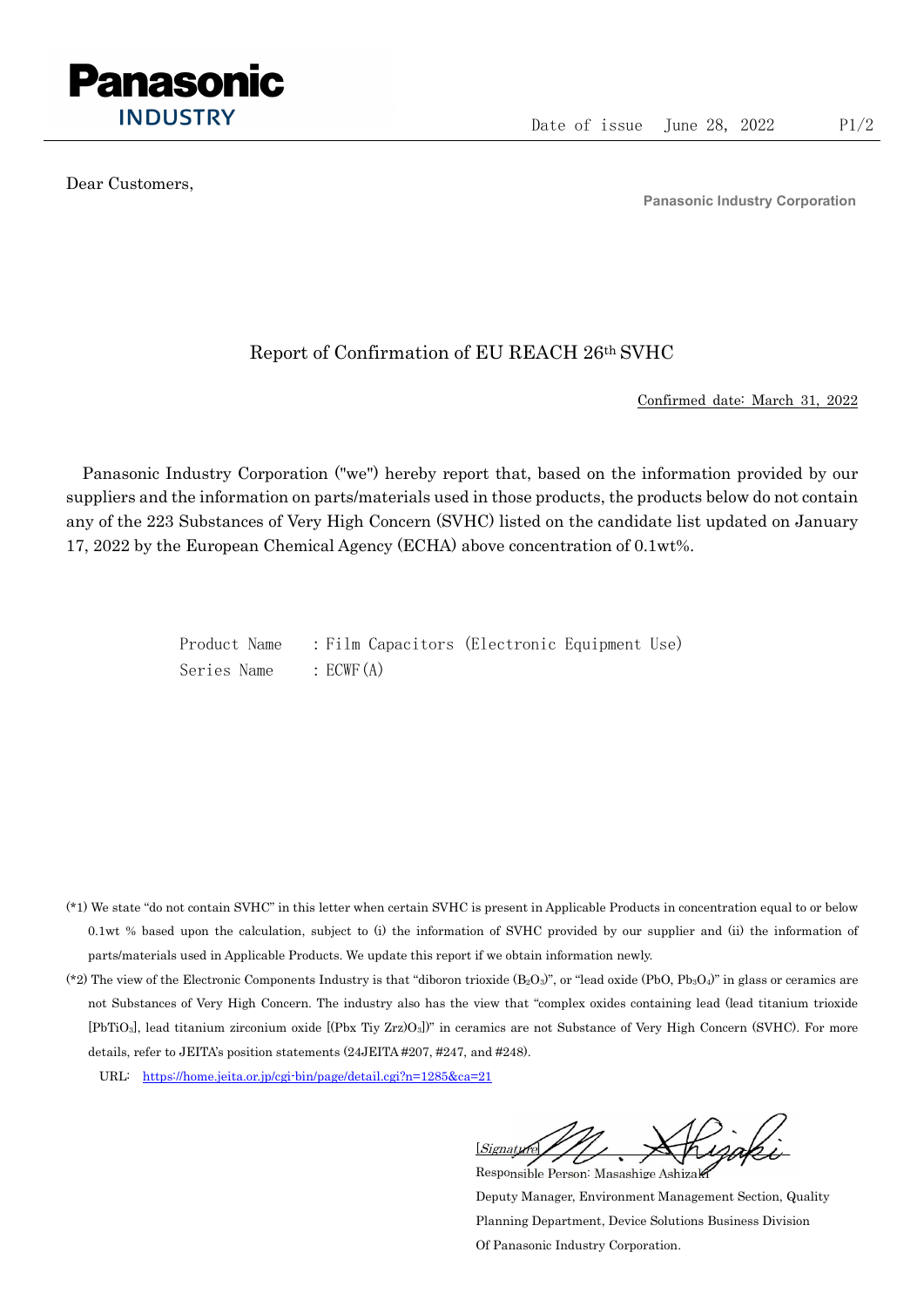Panasonic INDUSTRY

Date of issue June 28, 2022

Dear Customers,

Panasonic Industry Corporation

# Report of Confirmation of EU REACH 26th SVHC

Confirmed date: March 31, 2022

Panasonic Industry Corporation ("we") hereby report that, based on the information provided by our suppliers and the information on parts/materials used in those products, the products below do not contain any of the 223 Substances of Very High Concern (SVHC) listed on the candidate list updated on January 17, 2022 by the European Chemical Agency (ECHA) above concentration of 0.1wt%.

Product Name : Film Capacitors (Electronic Equipment Use)
Series Name : ECWF(A)

(*1) We state "do not contain SVHC" in this letter when certain SVHC is present in Applicable Products in concentration equal to or below 0.1wt % based upon the calculation, subject to (i) the information of SVHC provided by our supplier and (ii) the information of parts/materials used in Applicable Products. We update this report if we obtain information newly.

(*2) The view of the Electronic Components Industry is that "diboron trioxide ($B_2O_3$)", or "lead oxide (PbO, $Pb_3O_4$)" in glass or ceramics are not Substances of Very High Concern. The industry also has the view that "complex oxides containing lead (lead titanium trioxide [$PbTiO_3$], lead titanium zirconium oxide [(Pbx Tiy Zrz)$O_3$])" in ceramics are not Substance of Very High Concern (SVHC). For more details, refer to JEITA's position statements (24JEITA #207, #247, and #248).

URL: https://home.jeita.or.jp/cgi-bin/page/detail.cgi?n=1285&ca=21

[Signature]
Responsible Person: Masashige Ashizaki
Deputy Manager, Environment Management Section, Quality Planning Department, Device Solutions Business Division Of Panasonic Industry Corporation.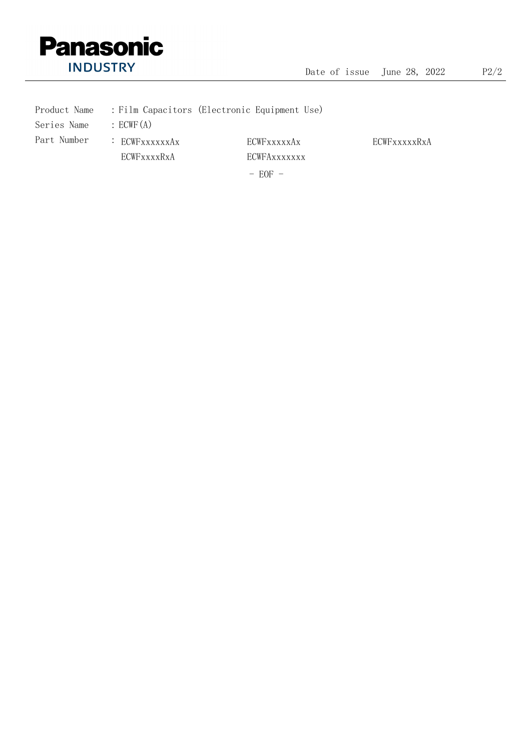Product Name : Film Capacitors (Electronic Equipment Use)

Series Name : ECWF(A)

Part Number : ECWFxxxxxxAx ECWFxxxxxAx ECWFxxxxxRxA

ECWFxxxxRxA ECWFAxxxxxxx

- EOF -